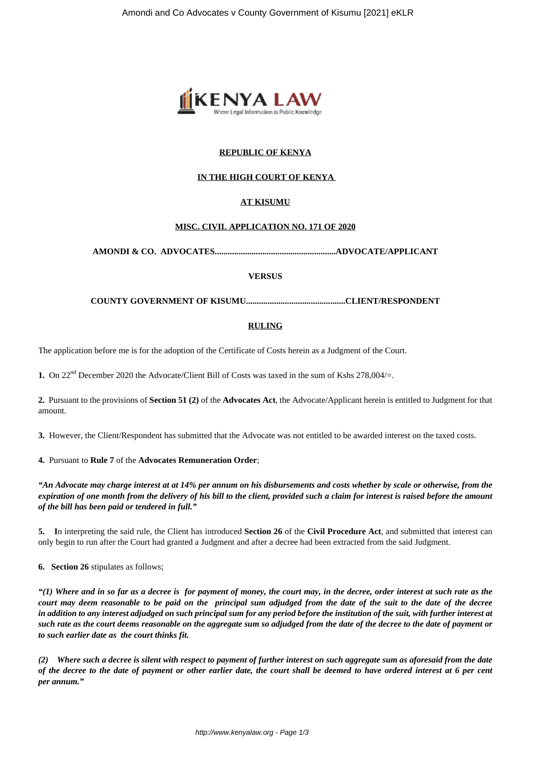**REPUBLIC OF KENYA**

**IN THE HIGH COURT OF KENYA**

**AT KISUMU**

**MISC. CIVIL APPLICATION NO. 171 OF 2020**

**AMONDI & CO. ADVOCATES.......................................................ADVOCATE/APPLICANT**

**VERSUS**

**COUNTY GOVERNMENT OF KISUMU.............................................CLIENT/RESPONDENT**

**RULING**

The application before me is for the adoption of the Certificate of Costs herein as a Judgment of the Court.

**1.** On 22nd December 2020 the Advocate/Client Bill of Costs was taxed in the sum of Kshs 278,004/=.

**2.** Pursuant to the provisions of **Section 51 (2)** of the **Advocates Act**, the Advocate/Applicant herein is entitled to Judgment for that amount.

**3.** However, the Client/Respondent has submitted that the Advocate was not entitled to be awarded interest on the taxed costs.

**4.** Pursuant to **Rule 7** of the **Advocates Remuneration Order**;

***"An Advocate may charge interest at at 14% per annum on his disbursements and costs whether by scale or otherwise, from the expiration of one month from the delivery of his bill to the client, provided such a claim for interest is raised before the amount of the bill has been paid or tendered in full."***

**5.** In interpreting the said rule, the Client has introduced **Section 26** of the **Civil Procedure Act**, and submitted that interest can only begin to run after the Court had granted a Judgment and after a decree had been extracted from the said Judgment.

**6. Section 26** stipulates as follows;

***"(1) Where and in so far as a decree is for payment of money, the court may, in the decree, order interest at such rate as the court may deem reasonable to be paid on the principal sum adjudged from the date of the suit to the date of the decree in addition to any interest adjudged on such principal sum for any period before the institution of the suit, with further interest at such rate as the court deems reasonable on the aggregate sum so adjudged from the date of the decree to the date of payment or to such earlier date as the court thinks fit.***

***(2) Where such a decree is silent with respect to payment of further interest on such aggregate sum as aforesaid from the date of the decree to the date of payment or other earlier date, the court shall be deemed to have ordered interest at 6 per cent per annum."***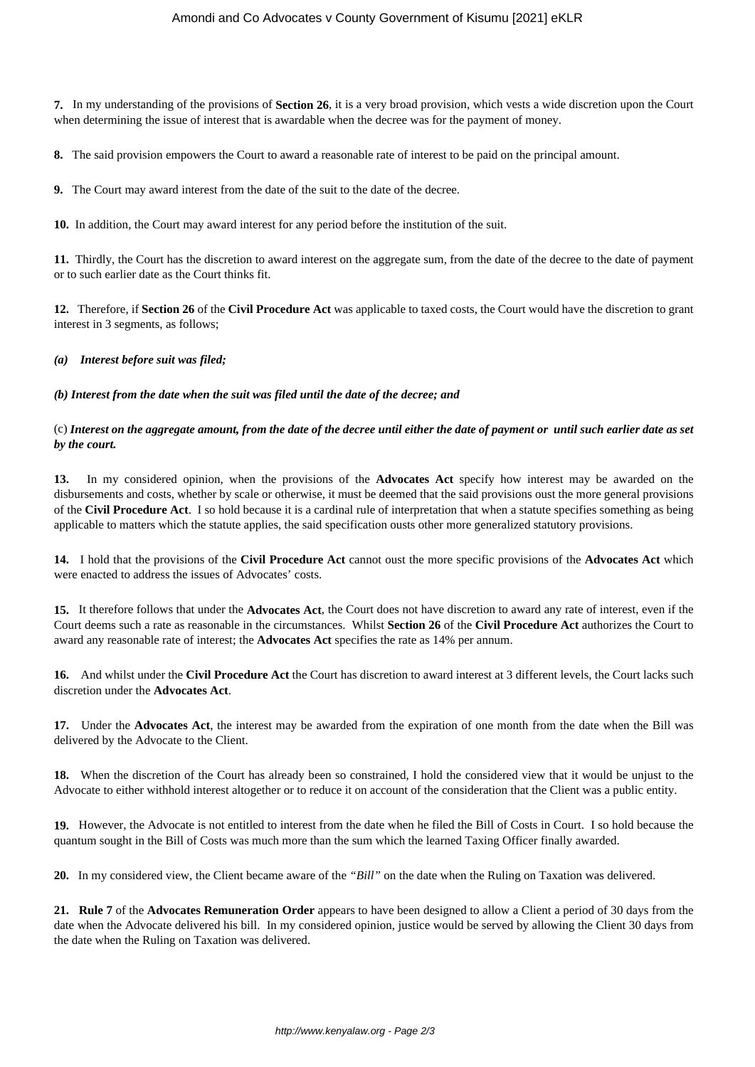**7.** In my understanding of the provisions of **Section 26**, it is a very broad provision, which vests a wide discretion upon the Court when determining the issue of interest that is awardable when the decree was for the payment of money.

**8.** The said provision empowers the Court to award a reasonable rate of interest to be paid on the principal amount.

**9.** The Court may award interest from the date of the suit to the date of the decree.

**10.** In addition, the Court may award interest for any period before the institution of the suit.

**11.** Thirdly, the Court has the discretion to award interest on the aggregate sum, from the date of the decree to the date of payment or to such earlier date as the Court thinks fit.

**12.** Therefore, if **Section 26** of the **Civil Procedure Act** was applicable to taxed costs, the Court would have the discretion to grant interest in 3 segments, as follows;

***(a) Interest before suit was filed;***

***(b) Interest from the date when the suit was filed until the date of the decree; and***

(c) ***Interest on the aggregate amount, from the date of the decree until either the date of payment or until such earlier date as set by the court.***

**13.** In my considered opinion, when the provisions of the **Advocates Act** specify how interest may be awarded on the disbursements and costs, whether by scale or otherwise, it must be deemed that the said provisions oust the more general provisions of the **Civil Procedure Act**. I so hold because it is a cardinal rule of interpretation that when a statute specifies something as being applicable to matters which the statute applies, the said specification ousts other more generalized statutory provisions.

**14.** I hold that the provisions of the **Civil Procedure Act** cannot oust the more specific provisions of the **Advocates Act** which were enacted to address the issues of Advocates' costs.

**15.** It therefore follows that under the **Advocates Act**, the Court does not have discretion to award any rate of interest, even if the Court deems such a rate as reasonable in the circumstances. Whilst **Section 26** of the **Civil Procedure Act** authorizes the Court to award any reasonable rate of interest; the **Advocates Act** specifies the rate as 14% per annum.

**16.** And whilst under the **Civil Procedure Act** the Court has discretion to award interest at 3 different levels, the Court lacks such discretion under the **Advocates Act**.

**17.** Under the **Advocates Act**, the interest may be awarded from the expiration of one month from the date when the Bill was delivered by the Advocate to the Client.

**18.** When the discretion of the Court has already been so constrained, I hold the considered view that it would be unjust to the Advocate to either withhold interest altogether or to reduce it on account of the consideration that the Client was a public entity.

**19.** However, the Advocate is not entitled to interest from the date when he filed the Bill of Costs in Court. I so hold because the quantum sought in the Bill of Costs was much more than the sum which the learned Taxing Officer finally awarded.

**20.** In my considered view, the Client became aware of the *"Bill"* on the date when the Ruling on Taxation was delivered.

**21.** **Rule 7** of the **Advocates Remuneration Order** appears to have been designed to allow a Client a period of 30 days from the date when the Advocate delivered his bill. In my considered opinion, justice would be served by allowing the Client 30 days from the date when the Ruling on Taxation was delivered.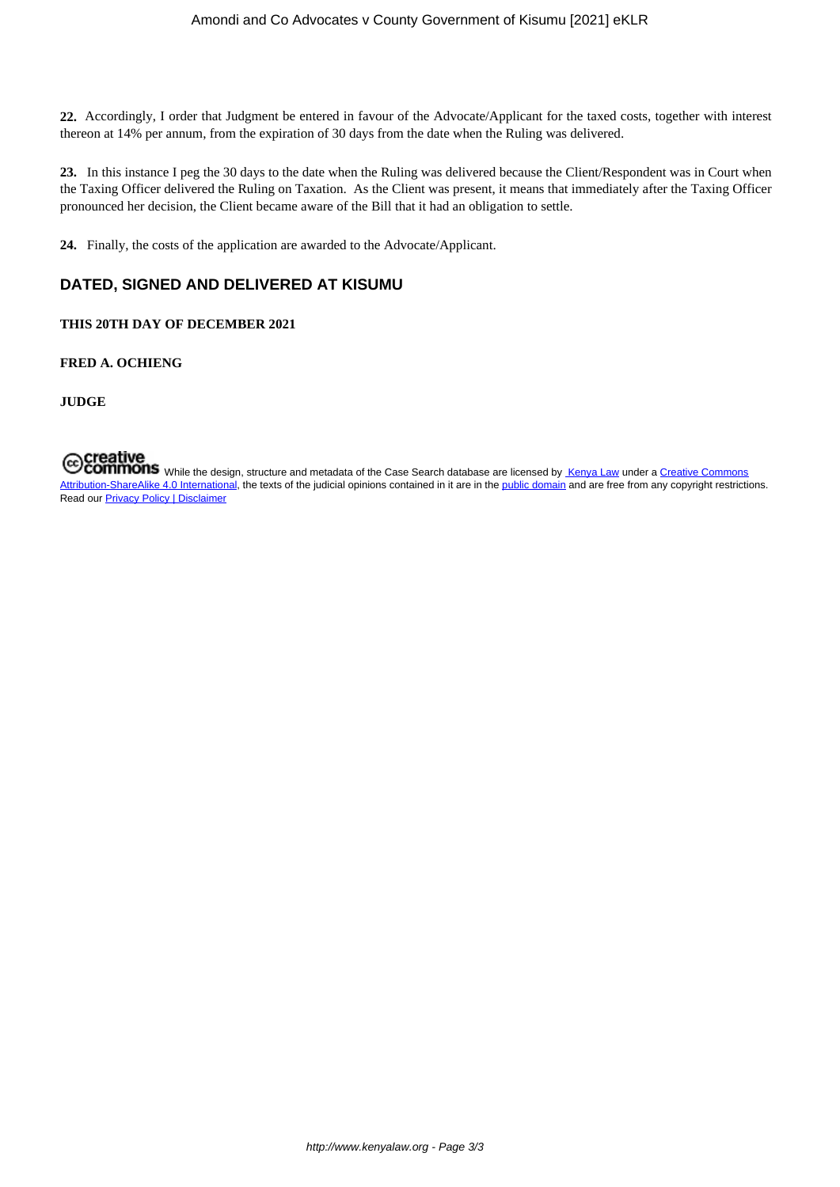**22.** Accordingly, I order that Judgment be entered in favour of the Advocate/Applicant for the taxed costs, together with interest thereon at 14% per annum, from the expiration of 30 days from the date when the Ruling was delivered.

**23.** In this instance I peg the 30 days to the date when the Ruling was delivered because the Client/Respondent was in Court when the Taxing Officer delivered the Ruling on Taxation. As the Client was present, it means that immediately after the Taxing Officer pronounced her decision, the Client became aware of the Bill that it had an obligation to settle.

**24.** Finally, the costs of the application are awarded to the Advocate/Applicant.

## DATED, SIGNED AND DELIVERED AT KISUMU

**THIS 20TH DAY OF DECEMBER 2021**

**FRED A. OCHIENG**

**JUDGE**

While the design, structure and metadata of the Case Search database are licensed by Kenya Law under a Creative Commons Attribution-ShareAlike 4.0 International, the texts of the judicial opinions contained in it are in the public domain and are free from any copyright restrictions. Read our Privacy Policy | Disclaimer